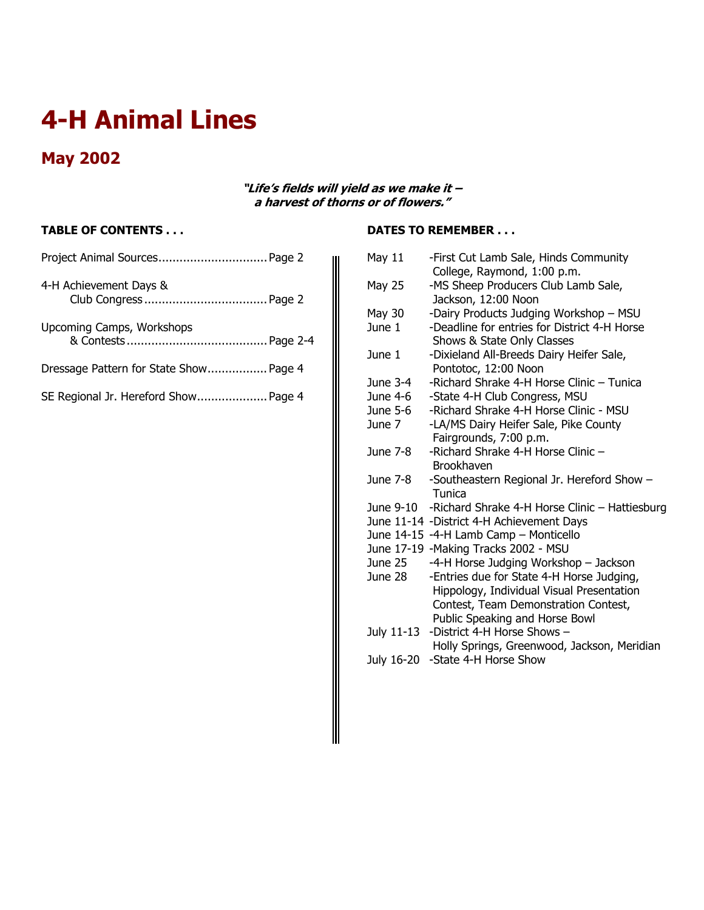# 4-H Animal Lines

## May 2002

***"Life's fields will yield as we make it – a harvest of thorns or of flowers."***

**TABLE OF CONTENTS . . .**

- Project Animal Sources ............................... Page 2
- 4-H Achievement Days & Club Congress ............................... Page 2
- Upcoming Camps, Workshops & Contests ............................... Page 2-4
- Dressage Pattern for State Show ............................... Page 4
- SE Regional Jr. Hereford Show ............................... Page 4

**DATES TO REMEMBER . . .**

| | |
|---|---|
| May 11 | -First Cut Lamb Sale, Hinds Community College, Raymond, 1:00 p.m. |
| May 25 | -MS Sheep Producers Club Lamb Sale, Jackson, 12:00 Noon |
| May 30 | -Dairy Products Judging Workshop – MSU |
| June 1 | -Deadline for entries for District 4-H Horse Shows & State Only Classes |
| June 1 | -Dixieland All-Breeds Dairy Heifer Sale, Pontotoc, 12:00 Noon |
| June 3-4 | -Richard Shrake 4-H Horse Clinic – Tunica |
| June 4-6 | -State 4-H Club Congress, MSU |
| June 5-6 | -Richard Shrake 4-H Horse Clinic - MSU |
| June 7 | -LA/MS Dairy Heifer Sale, Pike County Fairgrounds, 7:00 p.m. |
| June 7-8 | -Richard Shrake 4-H Horse Clinic – Brookhaven |
| June 7-8 | -Southeastern Regional Jr. Hereford Show – Tunica |
| June 9-10 | -Richard Shrake 4-H Horse Clinic – Hattiesburg |
| June 11-14 | -District 4-H Achievement Days |
| June 14-15 | -4-H Lamb Camp – Monticello |
| June 17-19 | -Making Tracks 2002 - MSU |
| June 25 | -4-H Horse Judging Workshop – Jackson |
| June 28 | -Entries due for State 4-H Horse Judging, Hippology, Individual Visual Presentation Contest, Team Demonstration Contest, Public Speaking and Horse Bowl |
| July 11-13 | -District 4-H Horse Shows – Holly Springs, Greenwood, Jackson, Meridian |
| July 16-20 | -State 4-H Horse Show |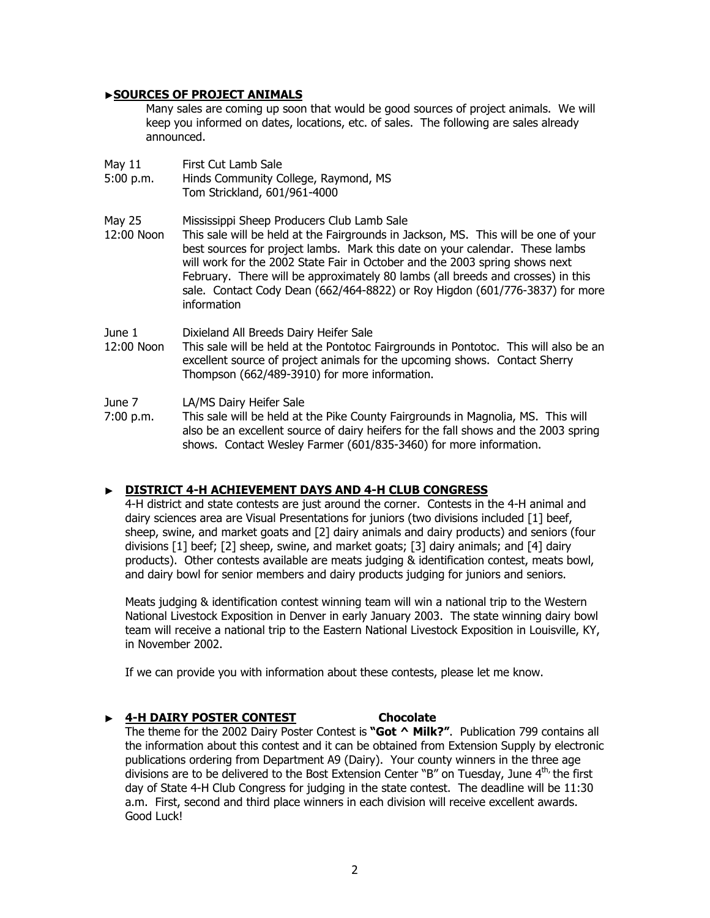## ►SOURCES OF PROJECT ANIMALS

Many sales are coming up soon that would be good sources of project animals. We will keep you informed on dates, locations, etc. of sales. The following are sales already announced.

May 11
5:00 p.m.
First Cut Lamb Sale
Hinds Community College, Raymond, MS
Tom Strickland, 601/961-4000

May 25
12:00 Noon
Mississippi Sheep Producers Club Lamb Sale
This sale will be held at the Fairgrounds in Jackson, MS. This will be one of your best sources for project lambs. Mark this date on your calendar. These lambs will work for the 2002 State Fair in October and the 2003 spring shows next February. There will be approximately 80 lambs (all breeds and crosses) in this sale. Contact Cody Dean (662/464-8822) or Roy Higdon (601/776-3837) for more information

June 1
12:00 Noon
Dixieland All Breeds Dairy Heifer Sale
This sale will be held at the Pontotoc Fairgrounds in Pontotoc. This will also be an excellent source of project animals for the upcoming shows. Contact Sherry Thompson (662/489-3910) for more information.

June 7
7:00 p.m.
LA/MS Dairy Heifer Sale
This sale will be held at the Pike County Fairgrounds in Magnolia, MS. This will also be an excellent source of dairy heifers for the fall shows and the 2003 spring shows. Contact Wesley Farmer (601/835-3460) for more information.

## ► DISTRICT 4-H ACHIEVEMENT DAYS AND 4-H CLUB CONGRESS

4-H district and state contests are just around the corner. Contests in the 4-H animal and dairy sciences area are Visual Presentations for juniors (two divisions included [1] beef, sheep, swine, and market goats and [2] dairy animals and dairy products) and seniors (four divisions [1] beef; [2] sheep, swine, and market goats; [3] dairy animals; and [4] dairy products). Other contests available are meats judging & identification contest, meats bowl, and dairy bowl for senior members and dairy products judging for juniors and seniors.

Meats judging & identification contest winning team will win a national trip to the Western National Livestock Exposition in Denver in early January 2003. The state winning dairy bowl team will receive a national trip to the Eastern National Livestock Exposition in Louisville, KY, in November 2002.

If we can provide you with information about these contests, please let me know.

## ► 4-H DAIRY POSTER CONTEST

**Chocolate**

The theme for the 2002 Dairy Poster Contest is **"Got ^ Milk?"**. Publication 799 contains all the information about this contest and it can be obtained from Extension Supply by electronic publications ordering from Department A9 (Dairy). Your county winners in the three age divisions are to be delivered to the Bost Extension Center "B" on Tuesday, June 4th, the first day of State 4-H Club Congress for judging in the state contest. The deadline will be 11:30 a.m. First, second and third place winners in each division will receive excellent awards. Good Luck!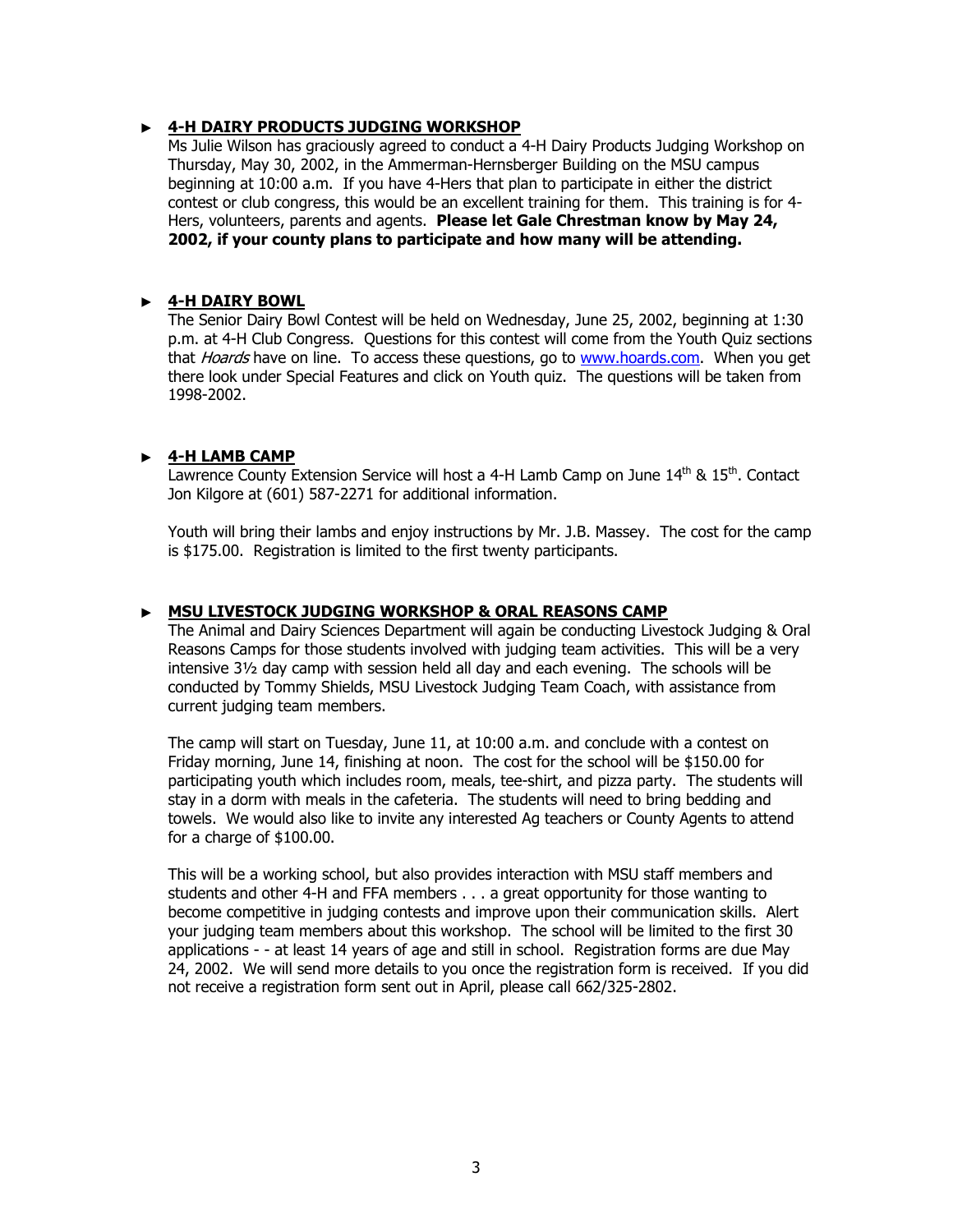## ► 4-H DAIRY PRODUCTS JUDGING WORKSHOP

Ms Julie Wilson has graciously agreed to conduct a 4-H Dairy Products Judging Workshop on Thursday, May 30, 2002, in the Ammerman-Hernsberger Building on the MSU campus beginning at 10:00 a.m. If you have 4-Hers that plan to participate in either the district contest or club congress, this would be an excellent training for them. This training is for 4-Hers, volunteers, parents and agents. **Please let Gale Chrestman know by May 24, 2002, if your county plans to participate and how many will be attending.**

## ► 4-H DAIRY BOWL

The Senior Dairy Bowl Contest will be held on Wednesday, June 25, 2002, beginning at 1:30 p.m. at 4-H Club Congress. Questions for this contest will come from the Youth Quiz sections that *Hoards* have on line. To access these questions, go to www.hoards.com. When you get there look under Special Features and click on Youth quiz. The questions will be taken from 1998-2002.

## ► 4-H LAMB CAMP

Lawrence County Extension Service will host a 4-H Lamb Camp on June 14th & 15th. Contact Jon Kilgore at (601) 587-2271 for additional information.

Youth will bring their lambs and enjoy instructions by Mr. J.B. Massey. The cost for the camp is $175.00. Registration is limited to the first twenty participants.

## ► MSU LIVESTOCK JUDGING WORKSHOP & ORAL REASONS CAMP

The Animal and Dairy Sciences Department will again be conducting Livestock Judging & Oral Reasons Camps for those students involved with judging team activities. This will be a very intensive 3½ day camp with session held all day and each evening. The schools will be conducted by Tommy Shields, MSU Livestock Judging Team Coach, with assistance from current judging team members.

The camp will start on Tuesday, June 11, at 10:00 a.m. and conclude with a contest on Friday morning, June 14, finishing at noon. The cost for the school will be $150.00 for participating youth which includes room, meals, tee-shirt, and pizza party. The students will stay in a dorm with meals in the cafeteria. The students will need to bring bedding and towels. We would also like to invite any interested Ag teachers or County Agents to attend for a charge of $100.00.

This will be a working school, but also provides interaction with MSU staff members and students and other 4-H and FFA members . . . a great opportunity for those wanting to become competitive in judging contests and improve upon their communication skills. Alert your judging team members about this workshop. The school will be limited to the first 30 applications - - at least 14 years of age and still in school. Registration forms are due May 24, 2002. We will send more details to you once the registration form is received. If you did not receive a registration form sent out in April, please call 662/325-2802.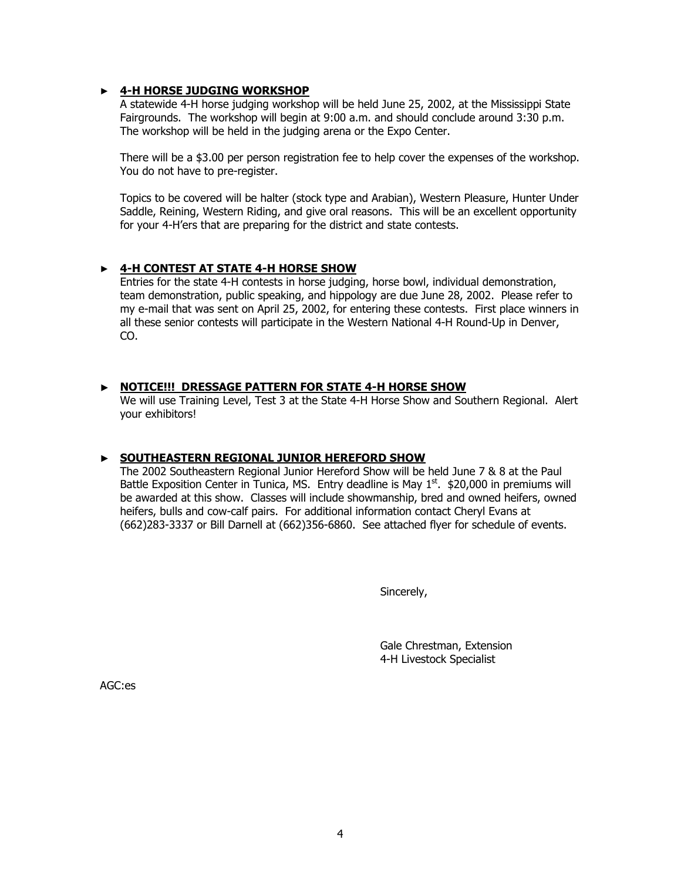► **4-H HORSE JUDGING WORKSHOP**

A statewide 4-H horse judging workshop will be held June 25, 2002, at the Mississippi State Fairgrounds. The workshop will begin at 9:00 a.m. and should conclude around 3:30 p.m. The workshop will be held in the judging arena or the Expo Center.

There will be a $3.00 per person registration fee to help cover the expenses of the workshop. You do not have to pre-register.

Topics to be covered will be halter (stock type and Arabian), Western Pleasure, Hunter Under Saddle, Reining, Western Riding, and give oral reasons. This will be an excellent opportunity for your 4-H'ers that are preparing for the district and state contests.

► **4-H CONTEST AT STATE 4-H HORSE SHOW**

Entries for the state 4-H contests in horse judging, horse bowl, individual demonstration, team demonstration, public speaking, and hippology are due June 28, 2002. Please refer to my e-mail that was sent on April 25, 2002, for entering these contests. First place winners in all these senior contests will participate in the Western National 4-H Round-Up in Denver, CO.

► **NOTICE!!! DRESSAGE PATTERN FOR STATE 4-H HORSE SHOW**

We will use Training Level, Test 3 at the State 4-H Horse Show and Southern Regional. Alert your exhibitors!

► **SOUTHEASTERN REGIONAL JUNIOR HEREFORD SHOW**

The 2002 Southeastern Regional Junior Hereford Show will be held June 7 & 8 at the Paul Battle Exposition Center in Tunica, MS. Entry deadline is May 1st. $20,000 in premiums will be awarded at this show. Classes will include showmanship, bred and owned heifers, owned heifers, bulls and cow-calf pairs. For additional information contact Cheryl Evans at (662)283-3337 or Bill Darnell at (662)356-6860. See attached flyer for schedule of events.

Sincerely,

Gale Chrestman, Extension
4-H Livestock Specialist

AGC:es